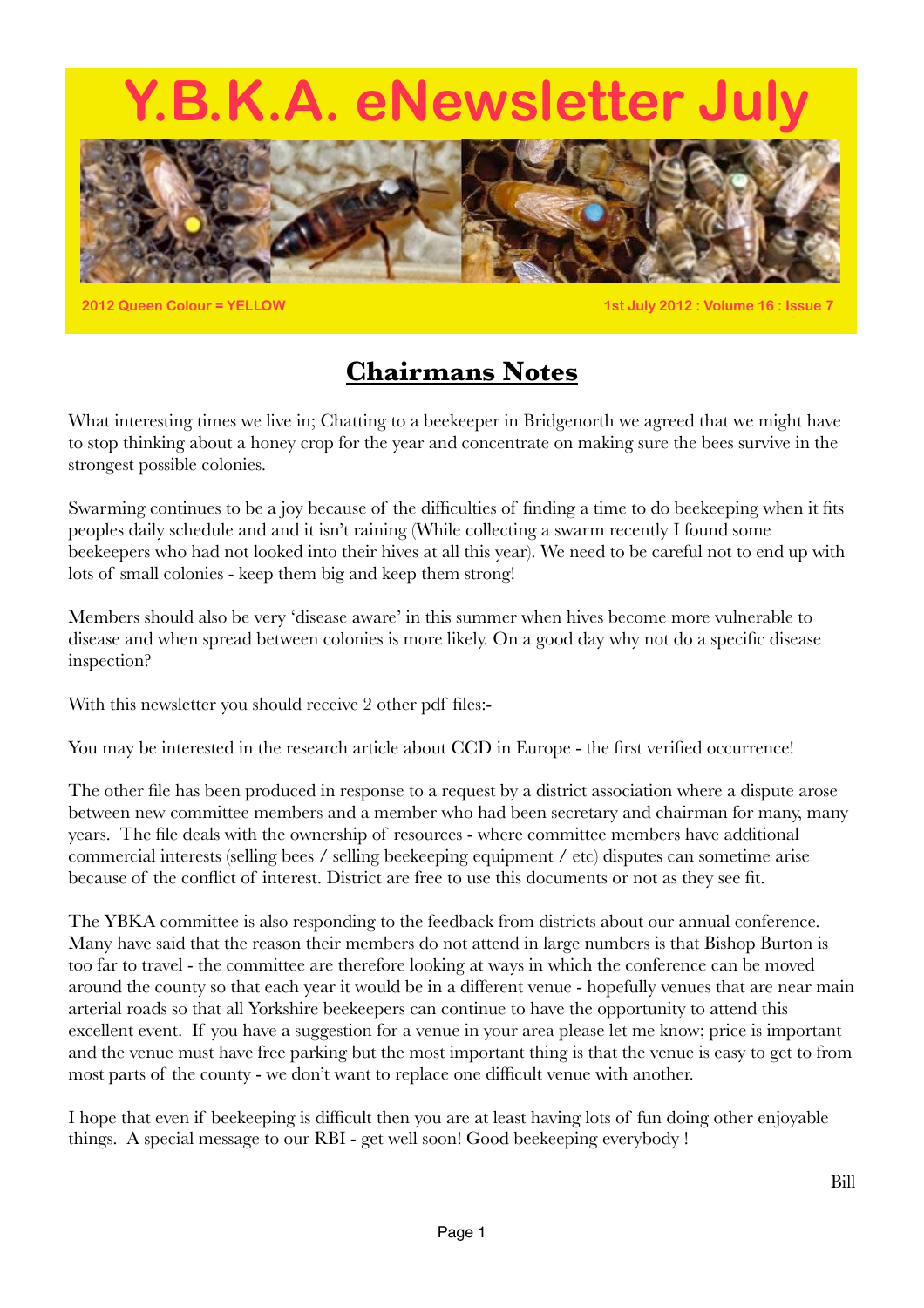# Y.B.K.A. eNewsletter July

2012 Queen Colour = YELLOW

1st July 2012 : Volume 16 : Issue 7

## Chairmans Notes

What interesting times we live in; Chatting to a beekeeper in Bridgenorth we agreed that we might have to stop thinking about a honey crop for the year and concentrate on making sure the bees survive in the strongest possible colonies.

Swarming continues to be a joy because of the difficulties of finding a time to do beekeeping when it fits peoples daily schedule and and it isn't raining (While collecting a swarm recently I found some beekeepers who had not looked into their hives at all this year). We need to be careful not to end up with lots of small colonies - keep them big and keep them strong!

Members should also be very 'disease aware' in this summer when hives become more vulnerable to disease and when spread between colonies is more likely. On a good day why not do a specific disease inspection?

With this newsletter you should receive 2 other pdf files:-

You may be interested in the research article about CCD in Europe - the first verified occurrence!

The other file has been produced in response to a request by a district association where a dispute arose between new committee members and a member who had been secretary and chairman for many, many years. The file deals with the ownership of resources - where committee members have additional commercial interests (selling bees / selling beekeeping equipment / etc) disputes can sometime arise because of the conflict of interest. District are free to use this documents or not as they see fit.

The YBKA committee is also responding to the feedback from districts about our annual conference. Many have said that the reason their members do not attend in large numbers is that Bishop Burton is too far to travel - the committee are therefore looking at ways in which the conference can be moved around the county so that each year it would be in a different venue - hopefully venues that are near main arterial roads so that all Yorkshire beekeepers can continue to have the opportunity to attend this excellent event. If you have a suggestion for a venue in your area please let me know; price is important and the venue must have free parking but the most important thing is that the venue is easy to get to from most parts of the county - we don't want to replace one difficult venue with another.

I hope that even if beekeeping is difficult then you are at least having lots of fun doing other enjoyable things. A special message to our RBI - get well soon! Good beekeeping everybody !

Bill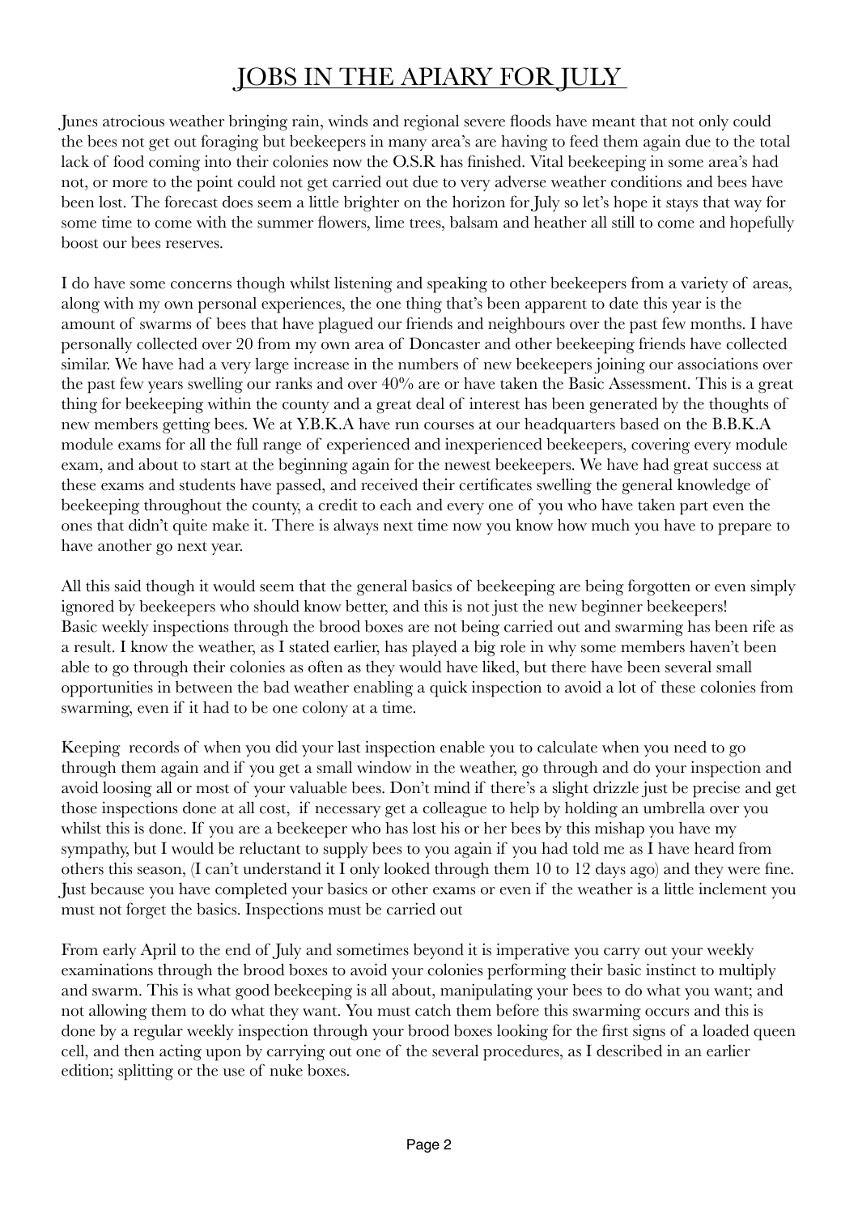# JOBS IN THE APIARY FOR JULY

Junes atrocious weather bringing rain, winds and regional severe floods have meant that not only could the bees not get out foraging but beekeepers in many area's are having to feed them again due to the total lack of food coming into their colonies now the O.S.R has finished. Vital beekeeping in some area's had not, or more to the point could not get carried out due to very adverse weather conditions and bees have been lost. The forecast does seem a little brighter on the horizon for July so let's hope it stays that way for some time to come with the summer flowers, lime trees, balsam and heather all still to come and hopefully boost our bees reserves.

I do have some concerns though whilst listening and speaking to other beekeepers from a variety of areas, along with my own personal experiences, the one thing that's been apparent to date this year is the amount of swarms of bees that have plagued our friends and neighbours over the past few months. I have personally collected over 20 from my own area of Doncaster and other beekeeping friends have collected similar. We have had a very large increase in the numbers of new beekeepers joining our associations over the past few years swelling our ranks and over 40% are or have taken the Basic Assessment. This is a great thing for beekeeping within the county and a great deal of interest has been generated by the thoughts of new members getting bees. We at Y.B.K.A have run courses at our headquarters based on the B.B.K.A module exams for all the full range of experienced and inexperienced beekeepers, covering every module exam, and about to start at the beginning again for the newest beekeepers. We have had great success at these exams and students have passed, and received their certificates swelling the general knowledge of beekeeping throughout the county, a credit to each and every one of you who have taken part even the ones that didn't quite make it. There is always next time now you know how much you have to prepare to have another go next year.

All this said though it would seem that the general basics of beekeeping are being forgotten or even simply ignored by beekeepers who should know better, and this is not just the new beginner beekeepers! Basic weekly inspections through the brood boxes are not being carried out and swarming has been rife as a result. I know the weather, as I stated earlier, has played a big role in why some members haven't been able to go through their colonies as often as they would have liked, but there have been several small opportunities in between the bad weather enabling a quick inspection to avoid a lot of these colonies from swarming, even if it had to be one colony at a time.

Keeping records of when you did your last inspection enable you to calculate when you need to go through them again and if you get a small window in the weather, go through and do your inspection and avoid loosing all or most of your valuable bees. Don't mind if there's a slight drizzle just be precise and get those inspections done at all cost, if necessary get a colleague to help by holding an umbrella over you whilst this is done. If you are a beekeeper who has lost his or her bees by this mishap you have my sympathy, but I would be reluctant to supply bees to you again if you had told me as I have heard from others this season, (I can't understand it I only looked through them 10 to 12 days ago) and they were fine. Just because you have completed your basics or other exams or even if the weather is a little inclement you must not forget the basics. Inspections must be carried out

From early April to the end of July and sometimes beyond it is imperative you carry out your weekly examinations through the brood boxes to avoid your colonies performing their basic instinct to multiply and swarm. This is what good beekeeping is all about, manipulating your bees to do what you want; and not allowing them to do what they want. You must catch them before this swarming occurs and this is done by a regular weekly inspection through your brood boxes looking for the first signs of a loaded queen cell, and then acting upon by carrying out one of the several procedures, as I described in an earlier edition; splitting or the use of nuke boxes.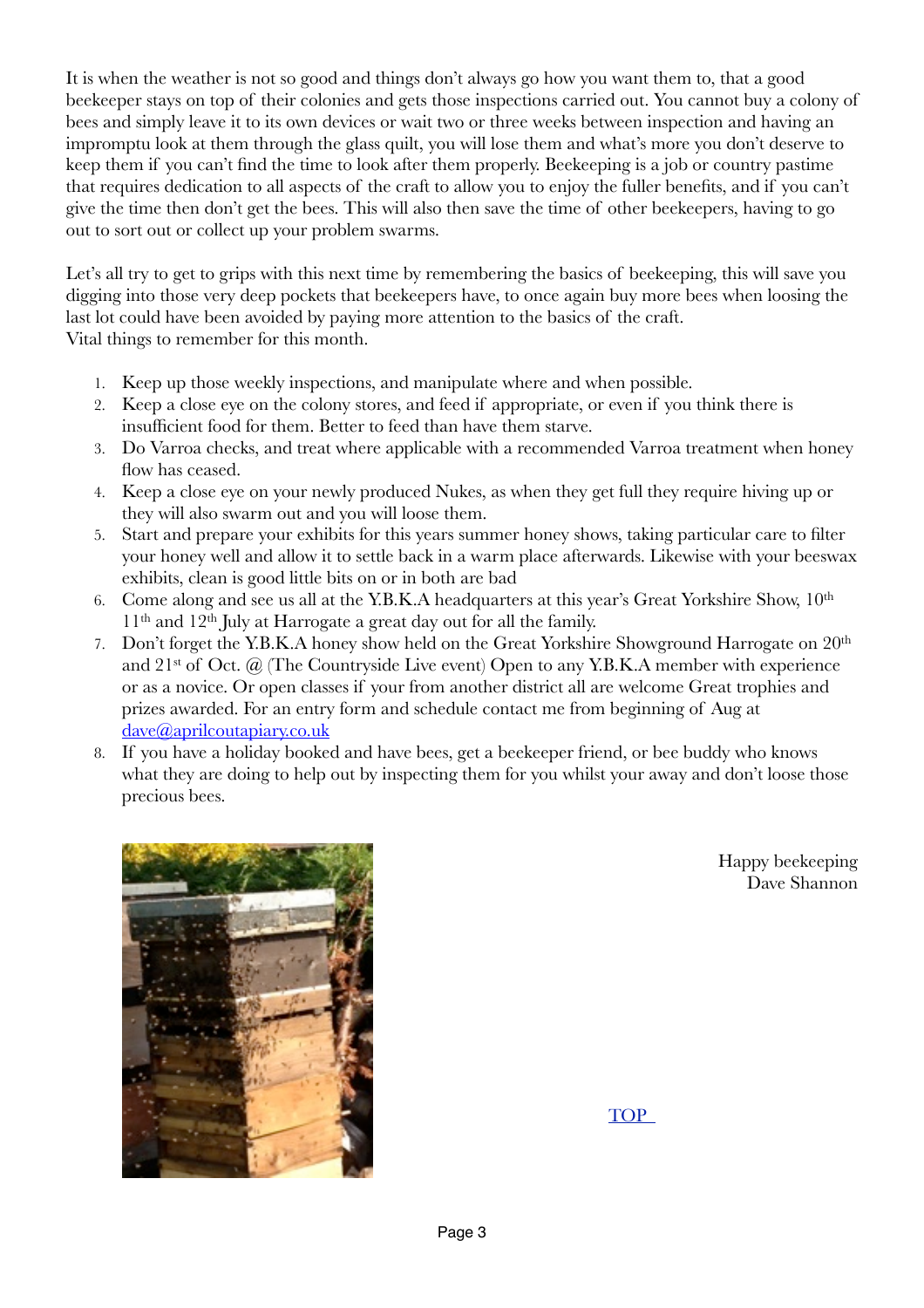It is when the weather is not so good and things don't always go how you want them to, that a good beekeeper stays on top of their colonies and gets those inspections carried out. You cannot buy a colony of bees and simply leave it to its own devices or wait two or three weeks between inspection and having an impromptu look at them through the glass quilt, you will lose them and what's more you don't deserve to keep them if you can't find the time to look after them properly. Beekeeping is a job or country pastime that requires dedication to all aspects of the craft to allow you to enjoy the fuller benefits, and if you can't give the time then don't get the bees. This will also then save the time of other beekeepers, having to go out to sort out or collect up your problem swarms.

Let's all try to get to grips with this next time by remembering the basics of beekeeping, this will save you digging into those very deep pockets that beekeepers have, to once again buy more bees when loosing the last lot could have been avoided by paying more attention to the basics of the craft.
Vital things to remember for this month.

1. Keep up those weekly inspections, and manipulate where and when possible.
2. Keep a close eye on the colony stores, and feed if appropriate, or even if you think there is insufficient food for them. Better to feed than have them starve.
3. Do Varroa checks, and treat where applicable with a recommended Varroa treatment when honey flow has ceased.
4. Keep a close eye on your newly produced Nukes, as when they get full they require hiving up or they will also swarm out and you will loose them.
5. Start and prepare your exhibits for this years summer honey shows, taking particular care to filter your honey well and allow it to settle back in a warm place afterwards. Likewise with your beeswax exhibits, clean is good little bits on or in both are bad
6. Come along and see us all at the Y.B.K.A headquarters at this year's Great Yorkshire Show, 10th 11th and 12th July at Harrogate a great day out for all the family.
7. Don't forget the Y.B.K.A honey show held on the Great Yorkshire Showground Harrogate on 20th and 21st of Oct. @ (The Countryside Live event) Open to any Y.B.K.A member with experience or as a novice. Or open classes if your from another district all are welcome Great trophies and prizes awarded. For an entry form and schedule contact me from beginning of Aug at dave@aprilcoutapiary.co.uk
8. If you have a holiday booked and have bees, get a beekeeper friend, or bee buddy who knows what they are doing to help out by inspecting them for you whilst your away and don't loose those precious bees.

Happy beekeeping
Dave Shannon

TOP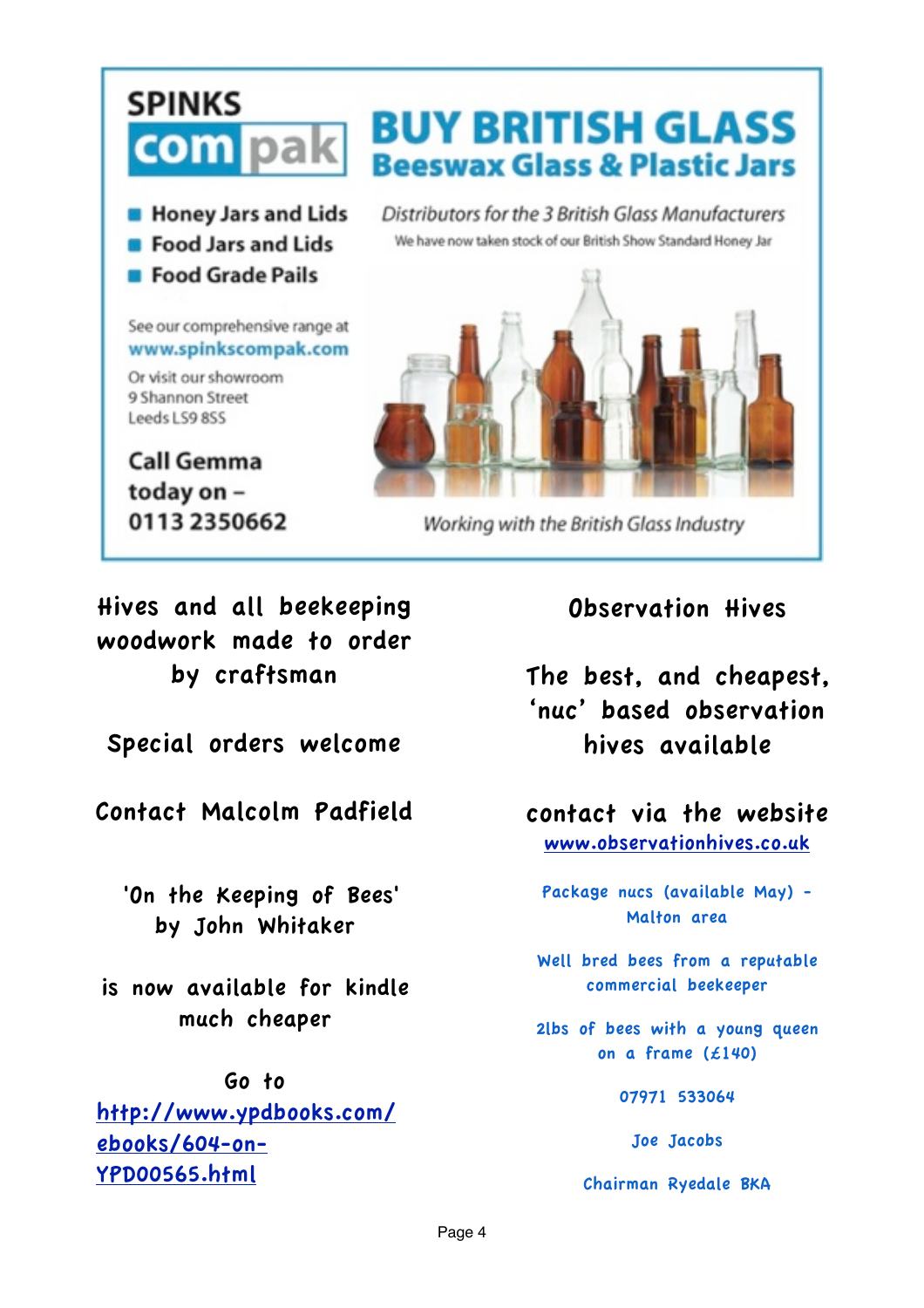**SPINKS compak**

# BUY BRITISH GLASS

## Beeswax Glass & Plastic Jars

- Honey Jars and Lids
- Food Jars and Lids
- Food Grade Pails

*Distributors for the 3 British Glass Manufacturers*

We have now taken stock of our British Show Standard Honey Jar

See our comprehensive range at **www.spinkscompak.com**

Or visit our showroom
9 Shannon Street
Leeds LS9 8SS

**Call Gemma today on – 0113 2350662**

*Working with the British Glass Industry*

---

Hives and all beekeeping woodwork made to order by craftsman

Special orders welcome

Contact Malcolm Padfield

---

'On the Keeping of Bees' by John Whitaker

is now available for kindle much cheaper

Go to
[http://www.ypdbooks.com/ebooks/604-on-YPD00565.html](http://www.ypdbooks.com/ebooks/604-on-YPD00565.html)

---

Observation Hives

The best, and cheapest, 'nuc' based observation hives available

contact via the website
[www.observationhives.co.uk](http://www.observationhives.co.uk)

---

Package nucs (available May) - Malton area

Well bred bees from a reputable commercial beekeeper

2lbs of bees with a young queen on a frame (£140)

07971 533064

Joe Jacobs

Chairman Ryedale BKA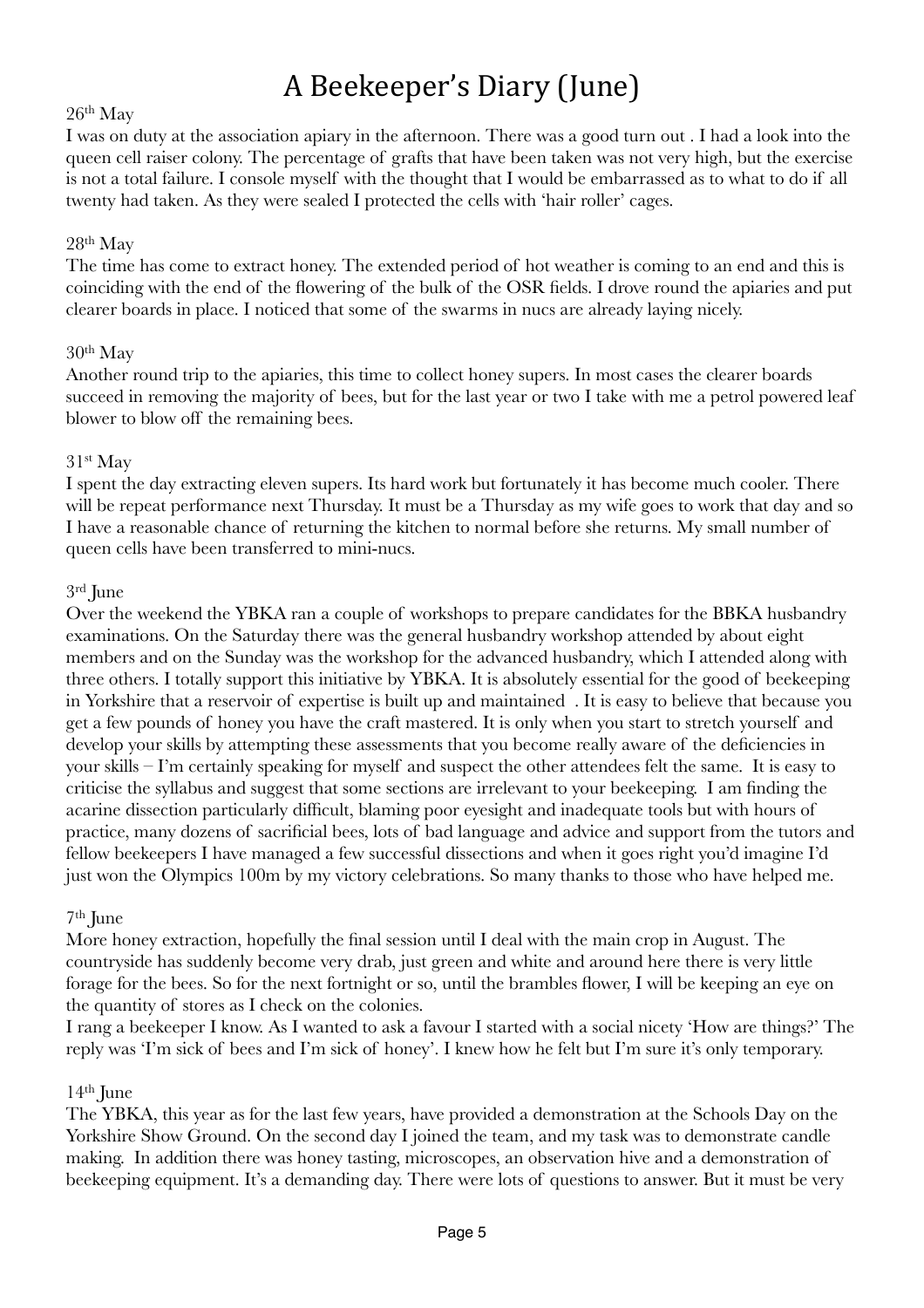# A Beekeeper's Diary (June)

26th May

I was on duty at the association apiary in the afternoon. There was a good turn out . I had a look into the queen cell raiser colony. The percentage of grafts that have been taken was not very high, but the exercise is not a total failure. I console myself with the thought that I would be embarrassed as to what to do if all twenty had taken. As they were sealed I protected the cells with 'hair roller' cages.

28th May

The time has come to extract honey. The extended period of hot weather is coming to an end and this is coinciding with the end of the flowering of the bulk of the OSR fields. I drove round the apiaries and put clearer boards in place. I noticed that some of the swarms in nucs are already laying nicely.

30th May

Another round trip to the apiaries, this time to collect honey supers. In most cases the clearer boards succeed in removing the majority of bees, but for the last year or two I take with me a petrol powered leaf blower to blow off the remaining bees.

31st May

I spent the day extracting eleven supers. Its hard work but fortunately it has become much cooler. There will be repeat performance next Thursday. It must be a Thursday as my wife goes to work that day and so I have a reasonable chance of returning the kitchen to normal before she returns. My small number of queen cells have been transferred to mini-nucs.

3rd June

Over the weekend the YBKA ran a couple of workshops to prepare candidates for the BBKA husbandry examinations. On the Saturday there was the general husbandry workshop attended by about eight members and on the Sunday was the workshop for the advanced husbandry, which I attended along with three others. I totally support this initiative by YBKA. It is absolutely essential for the good of beekeeping in Yorkshire that a reservoir of expertise is built up and maintained . It is easy to believe that because you get a few pounds of honey you have the craft mastered. It is only when you start to stretch yourself and develop your skills by attempting these assessments that you become really aware of the deficiencies in your skills – I'm certainly speaking for myself and suspect the other attendees felt the same. It is easy to criticise the syllabus and suggest that some sections are irrelevant to your beekeeping. I am finding the acarine dissection particularly difficult, blaming poor eyesight and inadequate tools but with hours of practice, many dozens of sacrificial bees, lots of bad language and advice and support from the tutors and fellow beekeepers I have managed a few successful dissections and when it goes right you'd imagine I'd just won the Olympics 100m by my victory celebrations. So many thanks to those who have helped me.

7th June

More honey extraction, hopefully the final session until I deal with the main crop in August. The countryside has suddenly become very drab, just green and white and around here there is very little forage for the bees. So for the next fortnight or so, until the brambles flower, I will be keeping an eye on the quantity of stores as I check on the colonies.

I rang a beekeeper I know. As I wanted to ask a favour I started with a social nicety 'How are things?' The reply was 'I'm sick of bees and I'm sick of honey'. I knew how he felt but I'm sure it's only temporary.

14th June

The YBKA, this year as for the last few years, have provided a demonstration at the Schools Day on the Yorkshire Show Ground. On the second day I joined the team, and my task was to demonstrate candle making. In addition there was honey tasting, microscopes, an observation hive and a demonstration of beekeeping equipment. It's a demanding day. There were lots of questions to answer. But it must be very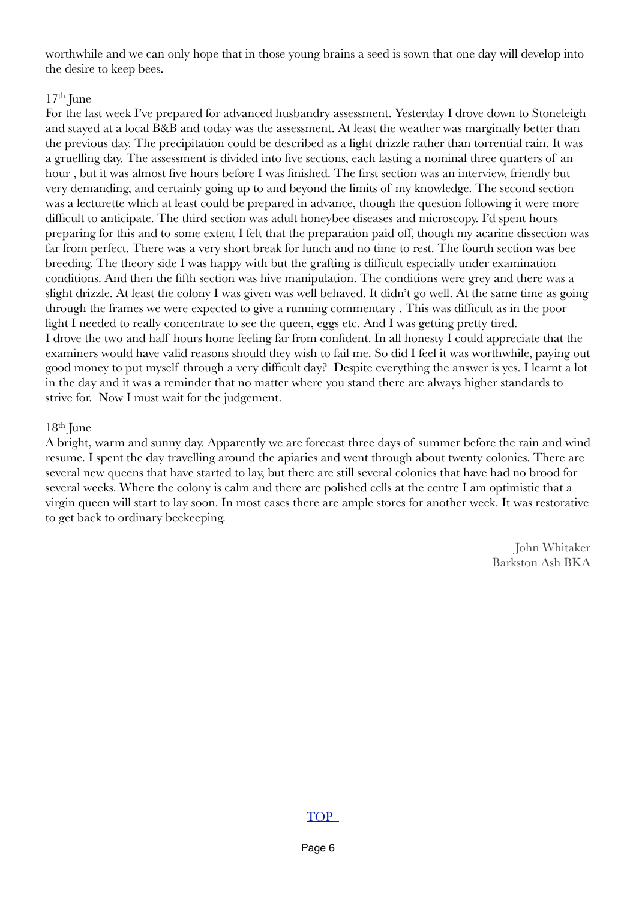worthwhile and we can only hope that in those young brains a seed is sown that one day will develop into the desire to keep bees.

17th June

For the last week I've prepared for advanced husbandry assessment. Yesterday I drove down to Stoneleigh and stayed at a local B&B and today was the assessment. At least the weather was marginally better than the previous day. The precipitation could be described as a light drizzle rather than torrential rain. It was a gruelling day. The assessment is divided into five sections, each lasting a nominal three quarters of an hour , but it was almost five hours before I was finished. The first section was an interview, friendly but very demanding, and certainly going up to and beyond the limits of my knowledge. The second section was a lecturette which at least could be prepared in advance, though the question following it were more difficult to anticipate. The third section was adult honeybee diseases and microscopy. I'd spent hours preparing for this and to some extent I felt that the preparation paid off, though my acarine dissection was far from perfect. There was a very short break for lunch and no time to rest. The fourth section was bee breeding. The theory side I was happy with but the grafting is difficult especially under examination conditions. And then the fifth section was hive manipulation. The conditions were grey and there was a slight drizzle. At least the colony I was given was well behaved. It didn't go well. At the same time as going through the frames we were expected to give a running commentary . This was difficult as in the poor light I needed to really concentrate to see the queen, eggs etc. And I was getting pretty tired.

I drove the two and half hours home feeling far from confident. In all honesty I could appreciate that the examiners would have valid reasons should they wish to fail me. So did I feel it was worthwhile, paying out good money to put myself through a very difficult day? Despite everything the answer is yes. I learnt a lot in the day and it was a reminder that no matter where you stand there are always higher standards to strive for. Now I must wait for the judgement.

18th June

A bright, warm and sunny day. Apparently we are forecast three days of summer before the rain and wind resume. I spent the day travelling around the apiaries and went through about twenty colonies. There are several new queens that have started to lay, but there are still several colonies that have had no brood for several weeks. Where the colony is calm and there are polished cells at the centre I am optimistic that a virgin queen will start to lay soon. In most cases there are ample stores for another week. It was restorative to get back to ordinary beekeeping.

John Whitaker
Barkston Ash BKA

TOP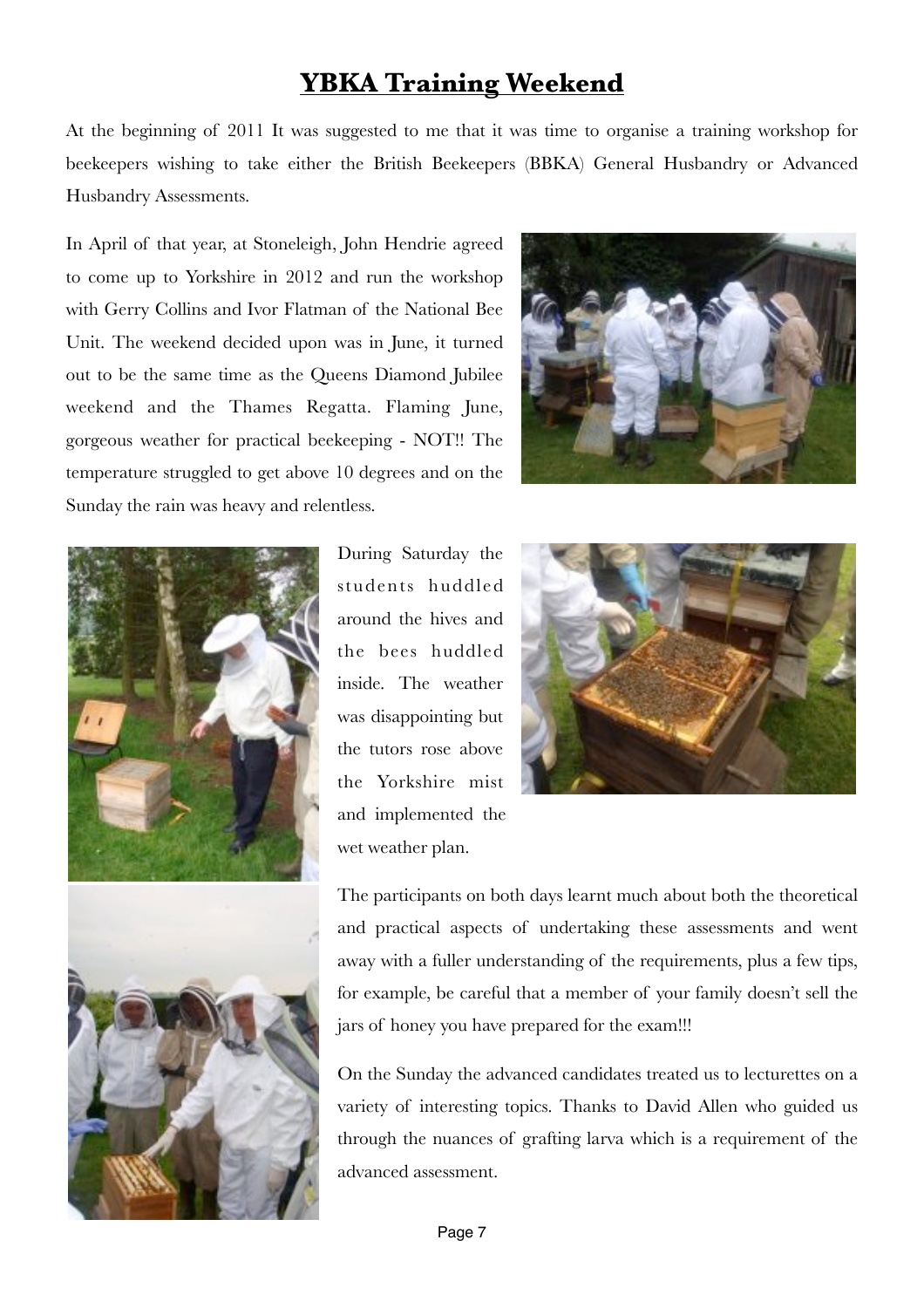# YBKA Training Weekend

At the beginning of 2011 It was suggested to me that it was time to organise a training workshop for beekeepers wishing to take either the British Beekeepers (BBKA) General Husbandry or Advanced Husbandry Assessments.

In April of that year, at Stoneleigh, John Hendrie agreed to come up to Yorkshire in 2012 and run the workshop with Gerry Collins and Ivor Flatman of the National Bee Unit. The weekend decided upon was in June, it turned out to be the same time as the Queens Diamond Jubilee weekend and the Thames Regatta. Flaming June, gorgeous weather for practical beekeeping - NOT!! The temperature struggled to get above 10 degrees and on the Sunday the rain was heavy and relentless.

During Saturday the students huddled around the hives and the bees huddled inside. The weather was disappointing but the tutors rose above the Yorkshire mist and implemented the wet weather plan.

The participants on both days learnt much about both the theoretical and practical aspects of undertaking these assessments and went away with a fuller understanding of the requirements, plus a few tips, for example, be careful that a member of your family doesn't sell the jars of honey you have prepared for the exam!!!

On the Sunday the advanced candidates treated us to lecturettes on a variety of interesting topics. Thanks to David Allen who guided us through the nuances of grafting larva which is a requirement of the advanced assessment.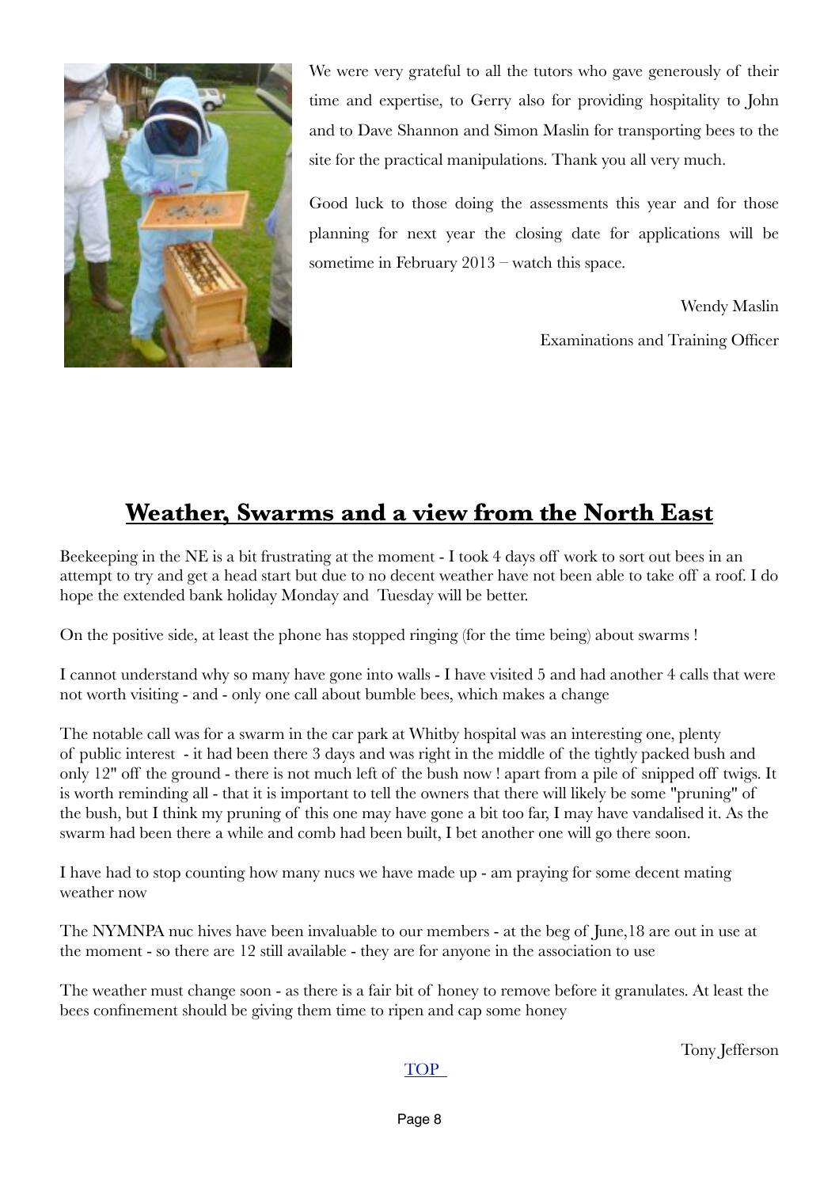We were very grateful to all the tutors who gave generously of their time and expertise, to Gerry also for providing hospitality to John and to Dave Shannon and Simon Maslin for transporting bees to the site for the practical manipulations. Thank you all very much.

Good luck to those doing the assessments this year and for those planning for next year the closing date for applications will be sometime in February 2013 – watch this space.

Wendy Maslin

Examinations and Training Officer

## Weather, Swarms and a view from the North East

Beekeeping in the NE is a bit frustrating at the moment - I took 4 days off work to sort out bees in an attempt to try and get a head start but due to no decent weather have not been able to take off a roof. I do hope the extended bank holiday Monday and Tuesday will be better.

On the positive side, at least the phone has stopped ringing (for the time being) about swarms !

I cannot understand why so many have gone into walls - I have visited 5 and had another 4 calls that were not worth visiting - and - only one call about bumble bees, which makes a change

The notable call was for a swarm in the car park at Whitby hospital was an interesting one, plenty of public interest - it had been there 3 days and was right in the middle of the tightly packed bush and only 12" off the ground - there is not much left of the bush now ! apart from a pile of snipped off twigs. It is worth reminding all - that it is important to tell the owners that there will likely be some "pruning" of the bush, but I think my pruning of this one may have gone a bit too far, I may have vandalised it. As the swarm had been there a while and comb had been built, I bet another one will go there soon.

I have had to stop counting how many nucs we have made up - am praying for some decent mating weather now

The NYMNPA nuc hives have been invaluable to our members - at the beg of June,18 are out in use at the moment - so there are 12 still available - they are for anyone in the association to use

The weather must change soon - as there is a fair bit of honey to remove before it granulates. At least the bees confinement should be giving them time to ripen and cap some honey

Tony Jefferson

TOP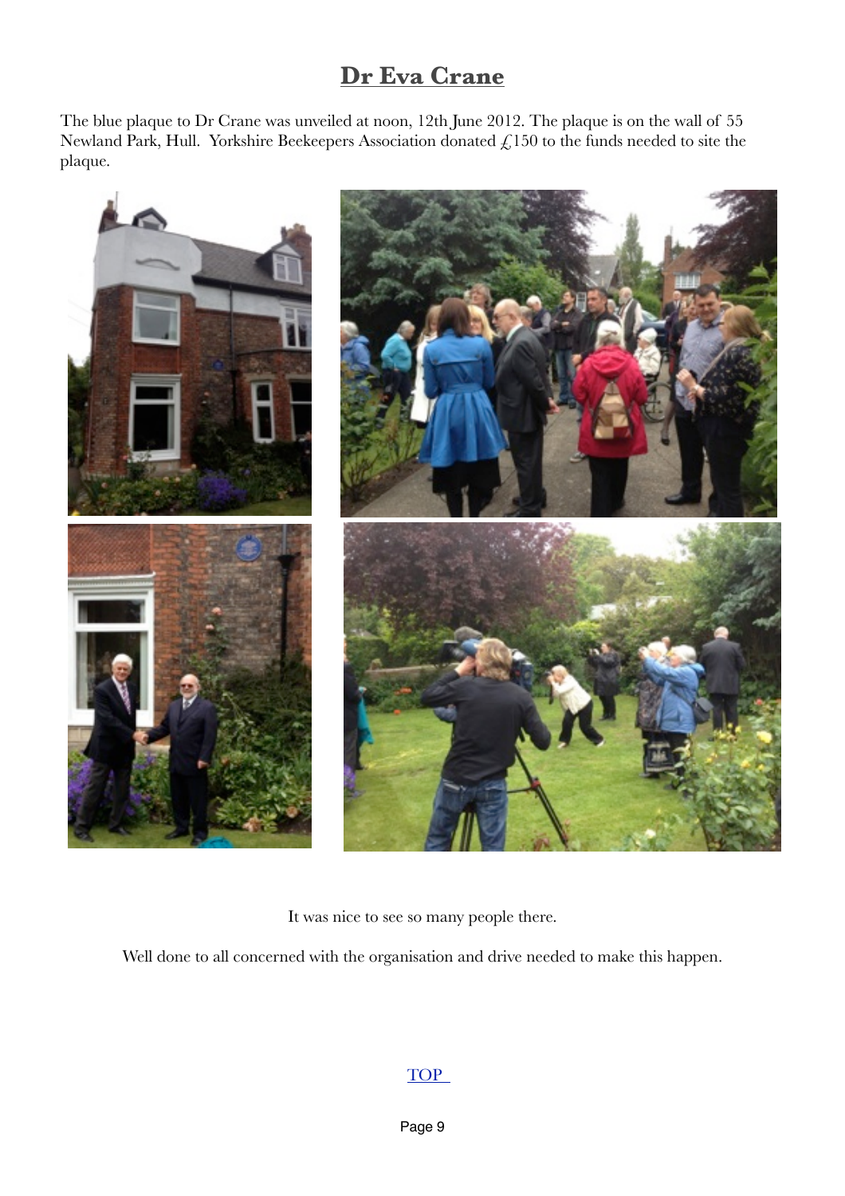# Dr Eva Crane

The blue plaque to Dr Crane was unveiled at noon, 12th June 2012. The plaque is on the wall of 55 Newland Park, Hull. Yorkshire Beekeepers Association donated £150 to the funds needed to site the plaque.

It was nice to see so many people there.

Well done to all concerned with the organisation and drive needed to make this happen.

TOP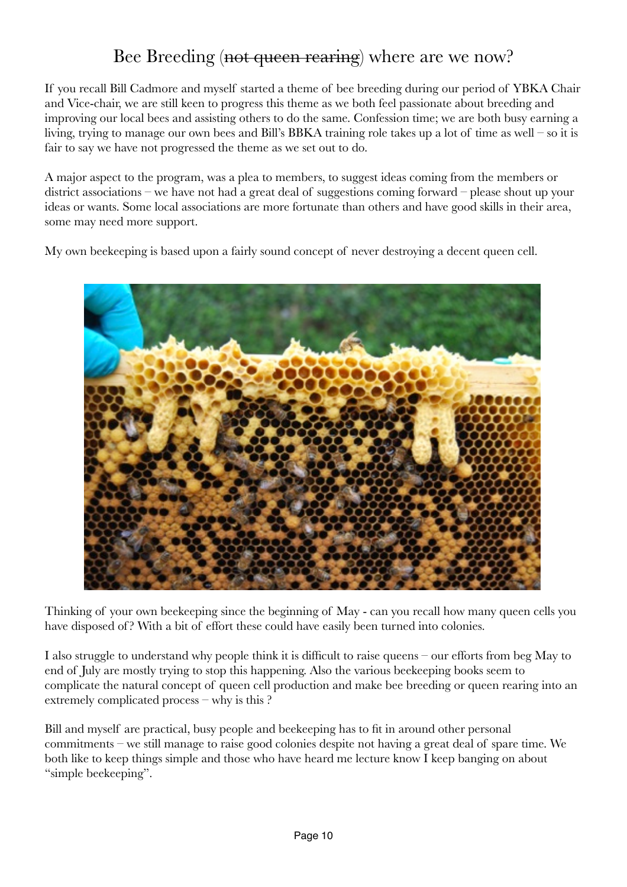# Bee Breeding (~~not queen rearing~~) where are we now?

If you recall Bill Cadmore and myself started a theme of bee breeding during our period of YBKA Chair and Vice-chair, we are still keen to progress this theme as we both feel passionate about breeding and improving our local bees and assisting others to do the same. Confession time; we are both busy earning a living, trying to manage our own bees and Bill's BBKA training role takes up a lot of time as well – so it is fair to say we have not progressed the theme as we set out to do.

A major aspect to the program, was a plea to members, to suggest ideas coming from the members or district associations – we have not had a great deal of suggestions coming forward – please shout up your ideas or wants. Some local associations are more fortunate than others and have good skills in their area, some may need more support.

My own beekeeping is based upon a fairly sound concept of never destroying a decent queen cell.

Thinking of your own beekeeping since the beginning of May - can you recall how many queen cells you have disposed of? With a bit of effort these could have easily been turned into colonies.

I also struggle to understand why people think it is difficult to raise queens – our efforts from beg May to end of July are mostly trying to stop this happening. Also the various beekeeping books seem to complicate the natural concept of queen cell production and make bee breeding or queen rearing into an extremely complicated process – why is this ?

Bill and myself are practical, busy people and beekeeping has to fit in around other personal commitments – we still manage to raise good colonies despite not having a great deal of spare time. We both like to keep things simple and those who have heard me lecture know I keep banging on about "simple beekeeping".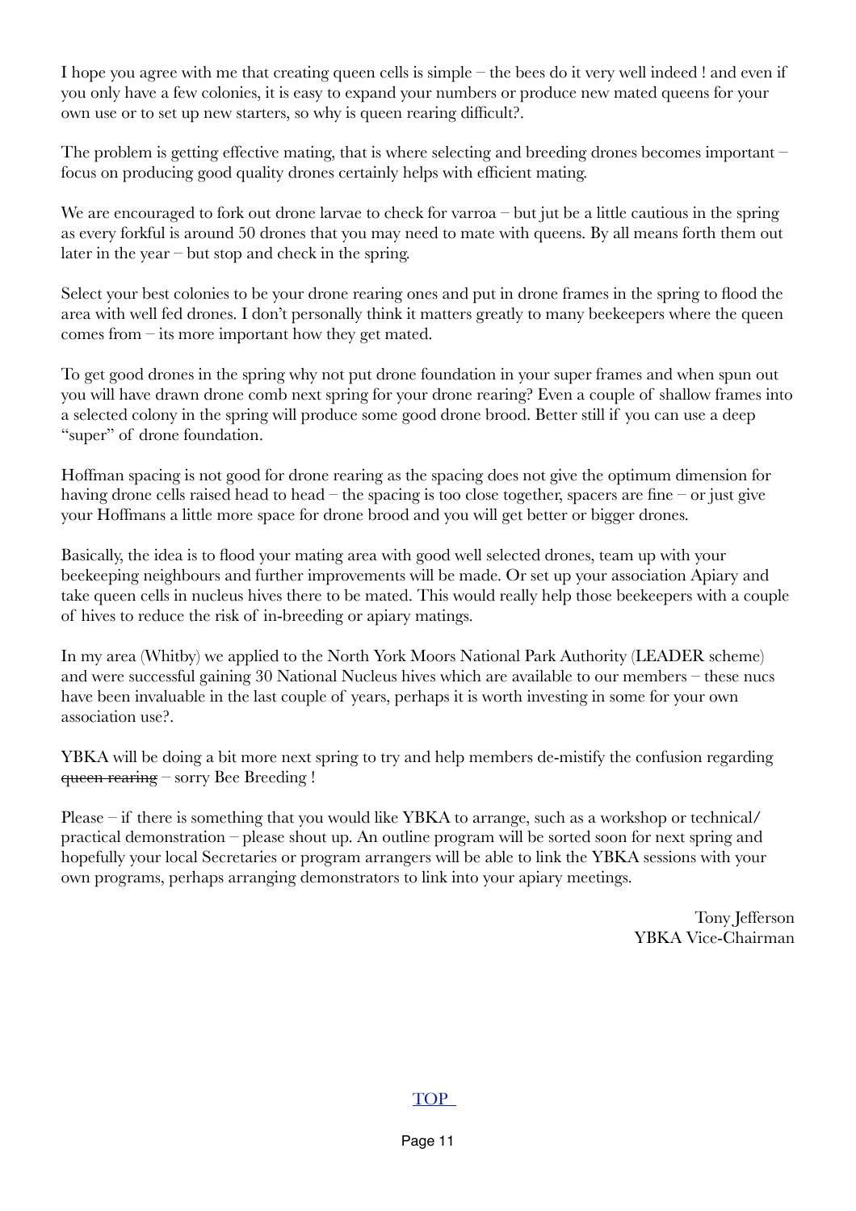I hope you agree with me that creating queen cells is simple – the bees do it very well indeed ! and even if you only have a few colonies, it is easy to expand your numbers or produce new mated queens for your own use or to set up new starters, so why is queen rearing difficult?.

The problem is getting effective mating, that is where selecting and breeding drones becomes important – focus on producing good quality drones certainly helps with efficient mating.

We are encouraged to fork out drone larvae to check for varroa – but jut be a little cautious in the spring as every forkful is around 50 drones that you may need to mate with queens. By all means forth them out later in the year – but stop and check in the spring.

Select your best colonies to be your drone rearing ones and put in drone frames in the spring to flood the area with well fed drones. I don't personally think it matters greatly to many beekeepers where the queen comes from – its more important how they get mated.

To get good drones in the spring why not put drone foundation in your super frames and when spun out you will have drawn drone comb next spring for your drone rearing? Even a couple of shallow frames into a selected colony in the spring will produce some good drone brood. Better still if you can use a deep "super" of drone foundation.

Hoffman spacing is not good for drone rearing as the spacing does not give the optimum dimension for having drone cells raised head to head – the spacing is too close together, spacers are fine – or just give your Hoffmans a little more space for drone brood and you will get better or bigger drones.

Basically, the idea is to flood your mating area with good well selected drones, team up with your beekeeping neighbours and further improvements will be made. Or set up your association Apiary and take queen cells in nucleus hives there to be mated. This would really help those beekeepers with a couple of hives to reduce the risk of in-breeding or apiary matings.

In my area (Whitby) we applied to the North York Moors National Park Authority (LEADER scheme) and were successful gaining 30 National Nucleus hives which are available to our members – these nucs have been invaluable in the last couple of years, perhaps it is worth investing in some for your own association use?.

YBKA will be doing a bit more next spring to try and help members de-mistify the confusion regarding ~~queen rearing~~ – sorry Bee Breeding !

Please – if there is something that you would like YBKA to arrange, such as a workshop or technical/practical demonstration – please shout up. An outline program will be sorted soon for next spring and hopefully your local Secretaries or program arrangers will be able to link the YBKA sessions with your own programs, perhaps arranging demonstrators to link into your apiary meetings.

Tony Jefferson  
YBKA Vice-Chairman

TOP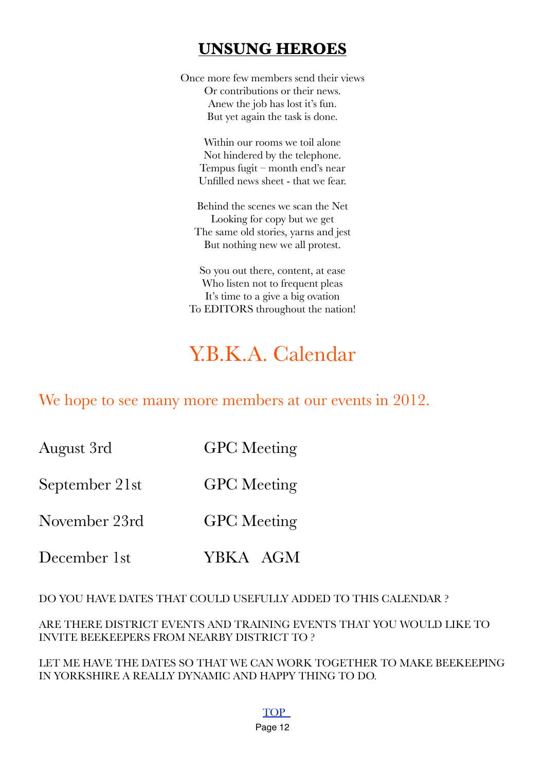## **UNSUNG HEROES**

Once more few members send their views  
Or contributions or their news.  
Anew the job has lost it's fun.  
But yet again the task is done.

Within our rooms we toil alone  
Not hindered by the telephone.  
Tempus fugit – month end's near  
Unfilled news sheet - that we fear.

Behind the scenes we scan the Net  
Looking for copy but we get  
The same old stories, yarns and jest  
But nothing new we all protest.

So you out there, content, at ease  
Who listen not to frequent pleas  
It's time to a give a big ovation  
To EDITORS throughout the nation!

# Y.B.K.A. Calendar

### We hope to see many more members at our events in 2012.

| | |
|---|---|
| August 3rd | GPC Meeting |
| September 21st | GPC Meeting |
| November 23rd | GPC Meeting |
| December 1st | YBKA AGM |

DO YOU HAVE DATES THAT COULD USEFULLY ADDED TO THIS CALENDAR ?

ARE THERE DISTRICT EVENTS AND TRAINING EVENTS THAT YOU WOULD LIKE TO INVITE BEEKEEPERS FROM NEARBY DISTRICT TO ?

LET ME HAVE THE DATES SO THAT WE CAN WORK TOGETHER TO MAKE BEEKEEPING IN YORKSHIRE A REALLY DYNAMIC AND HAPPY THING TO DO.

TOP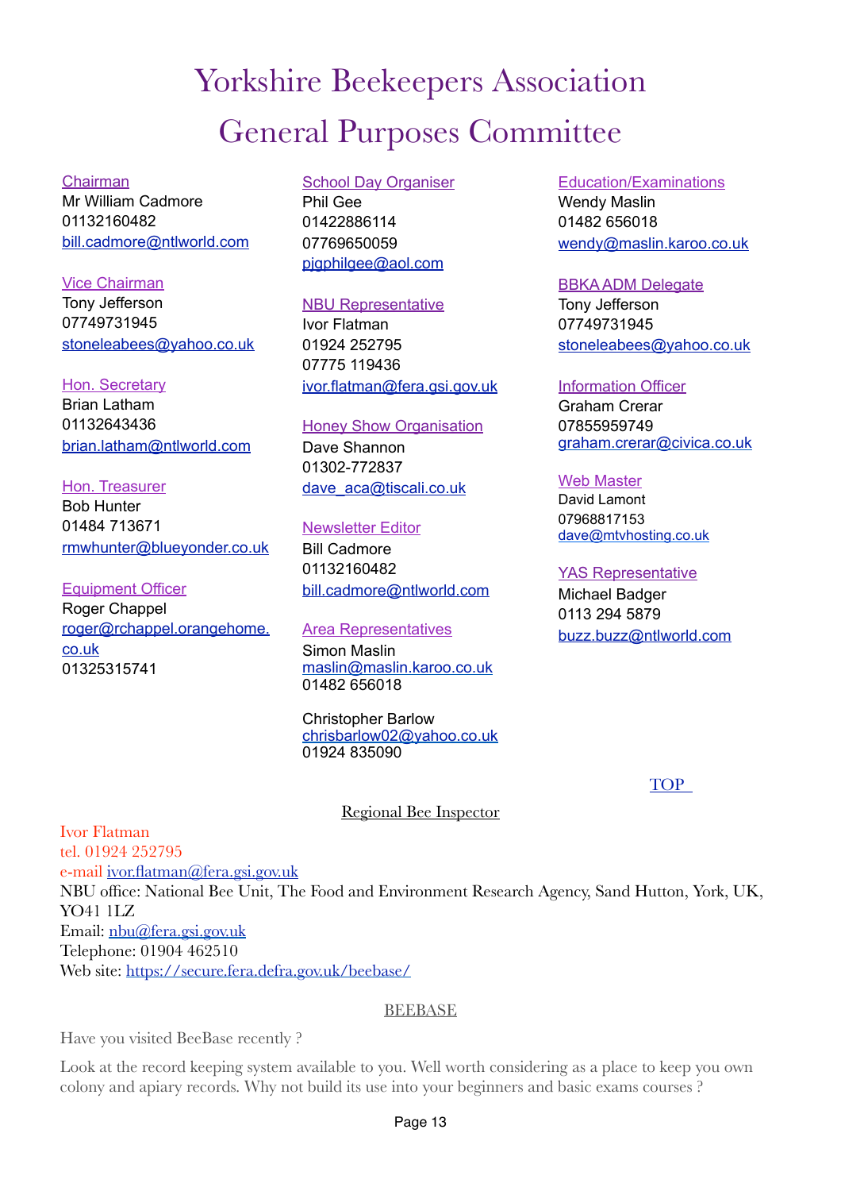# Yorkshire Beekeepers Association

# General Purposes Committee

Chairman
Mr William Cadmore
01132160482
bill.cadmore@ntlworld.com

Vice Chairman
Tony Jefferson
07749731945
stoneleabees@yahoo.co.uk

Hon. Secretary
Brian Latham
01132643436
brian.latham@ntlworld.com

Hon. Treasurer
Bob Hunter
01484 713671
rmwhunter@blueyonder.co.uk

Equipment Officer
Roger Chappel
roger@rchappel.orangehome.co.uk
01325315741

School Day Organiser
Phil Gee
01422886114
07769650059
pjgphilgee@aol.com

NBU Representative
Ivor Flatman
01924 252795
07775 119436
ivor.flatman@fera.gsi.gov.uk

Honey Show Organisation
Dave Shannon
01302-772837
dave_aca@tiscali.co.uk

Newsletter Editor
Bill Cadmore
01132160482
bill.cadmore@ntlworld.com

Area Representatives
Simon Maslin
maslin@maslin.karoo.co.uk
01482 656018

Christopher Barlow
chrisbarlow02@yahoo.co.uk
01924 835090

Education/Examinations
Wendy Maslin
01482 656018
wendy@maslin.karoo.co.uk

BBKA ADM Delegate
Tony Jefferson
07749731945
stoneleabees@yahoo.co.uk

Information Officer
Graham Crerar
07855959749
graham.crerar@civica.co.uk

Web Master
David Lamont
07968817153
dave@mtvhosting.co.uk

YAS Representative
Michael Badger
0113 294 5879
buzz.buzz@ntlworld.com

TOP

## Regional Bee Inspector

Ivor Flatman
tel. 01924 252795
e-mail ivor.flatman@fera.gsi.gov.uk
NBU office: National Bee Unit, The Food and Environment Research Agency, Sand Hutton, York, UK, YO41 1LZ
Email: nbu@fera.gsi.gov.uk
Telephone: 01904 462510
Web site: https://secure.fera.defra.gov.uk/beebase/

## BEEBASE

Have you visited BeeBase recently ?

Look at the record keeping system available to you. Well worth considering as a place to keep you own colony and apiary records. Why not build its use into your beginners and basic exams courses ?